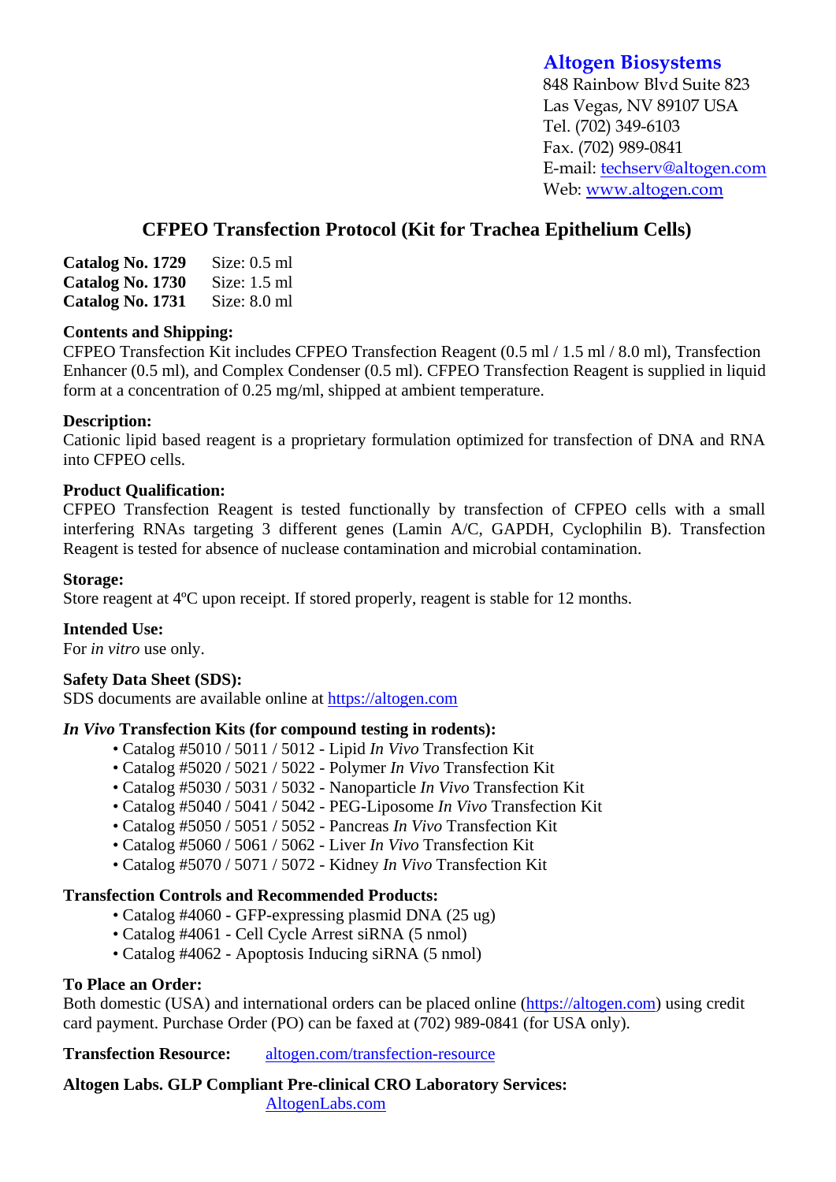**Altogen Biosystems**
848 Rainbow Blvd Suite 823
Las Vegas, NV 89107 USA
Tel. (702) 349-6103
Fax. (702) 989-0841
E-mail: techserv@altogen.com
Web: www.altogen.com

# CFPEO Transfection Protocol (Kit for Trachea Epithelium Cells)

**Catalog No. 1729** Size: 0.5 ml
**Catalog No. 1730** Size: 1.5 ml
**Catalog No. 1731** Size: 8.0 ml

**Contents and Shipping:**
CFPEO Transfection Kit includes CFPEO Transfection Reagent (0.5 ml / 1.5 ml / 8.0 ml), Transfection Enhancer (0.5 ml), and Complex Condenser (0.5 ml). CFPEO Transfection Reagent is supplied in liquid form at a concentration of 0.25 mg/ml, shipped at ambient temperature.

**Description:**
Cationic lipid based reagent is a proprietary formulation optimized for transfection of DNA and RNA into CFPEO cells.

**Product Qualification:**
CFPEO Transfection Reagent is tested functionally by transfection of CFPEO cells with a small interfering RNAs targeting 3 different genes (Lamin A/C, GAPDH, Cyclophilin B). Transfection Reagent is tested for absence of nuclease contamination and microbial contamination.

**Storage:**
Store reagent at 4ºC upon receipt. If stored properly, reagent is stable for 12 months.

**Intended Use:**
For *in vitro* use only.

**Safety Data Sheet (SDS):**
SDS documents are available online at https://altogen.com

***In Vivo* Transfection Kits (for compound testing in rodents):**
- Catalog #5010 / 5011 / 5012 - Lipid *In Vivo* Transfection Kit
- Catalog #5020 / 5021 / 5022 - Polymer *In Vivo* Transfection Kit
- Catalog #5030 / 5031 / 5032 - Nanoparticle *In Vivo* Transfection Kit
- Catalog #5040 / 5041 / 5042 - PEG-Liposome *In Vivo* Transfection Kit
- Catalog #5050 / 5051 / 5052 - Pancreas *In Vivo* Transfection Kit
- Catalog #5060 / 5061 / 5062 - Liver *In Vivo* Transfection Kit
- Catalog #5070 / 5071 / 5072 - Kidney *In Vivo* Transfection Kit

**Transfection Controls and Recommended Products:**
- Catalog #4060 - GFP-expressing plasmid DNA (25 ug)
- Catalog #4061 - Cell Cycle Arrest siRNA (5 nmol)
- Catalog #4062 - Apoptosis Inducing siRNA (5 nmol)

**To Place an Order:**
Both domestic (USA) and international orders can be placed online (https://altogen.com) using credit card payment. Purchase Order (PO) can be faxed at (702) 989-0841 (for USA only).

**Transfection Resource:** altogen.com/transfection-resource

**Altogen Labs. GLP Compliant Pre-clinical CRO Laboratory Services:**
AltogenLabs.com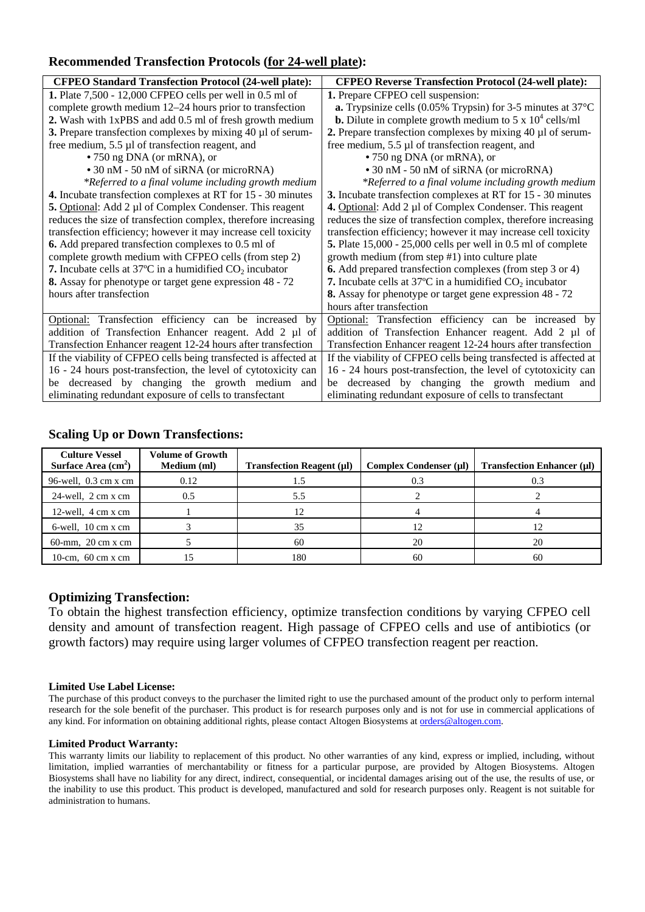## Recommended Transfection Protocols (for 24-well plate):

| CFPEO Standard Transfection Protocol (24-well plate): | CFPEO Reverse Transfection Protocol (24-well plate): |
|---|---|
| **1.** Plate 7,500 - 12,000 CFPEO cells per well in 0.5 ml of complete growth medium 12–24 hours prior to transfection<br>**2.** Wash with 1xPBS and add 0.5 ml of fresh growth medium<br>**3.** Prepare transfection complexes by mixing 40 µl of serum-free medium, 5.5 µl of transfection reagent, and<br>• 750 ng DNA (or mRNA), or<br>• 30 nM - 50 nM of siRNA (or microRNA)<br>*\*Referred to a final volume including growth medium*<br>**4.** Incubate transfection complexes at RT for 15 - 30 minutes<br>**5.** Optional: Add 2 µl of Complex Condenser. This reagent reduces the size of transfection complex, therefore increasing transfection efficiency; however it may increase cell toxicity<br>**6.** Add prepared transfection complexes to 0.5 ml of complete growth medium with CFPEO cells (from step 2)<br>**7.** Incubate cells at 37ºC in a humidified $CO_2$ incubator<br>**8.** Assay for phenotype or target gene expression 48 - 72 hours after transfection | **1.** Prepare CFPEO cell suspension:<br>**a.** Trypsinize cells (0.05% Trypsin) for 3-5 minutes at 37°C<br>**b.** Dilute in complete growth medium to 5 x $10^4$ cells/ml<br>**2.** Prepare transfection complexes by mixing 40 µl of serum-free medium, 5.5 µl of transfection reagent, and<br>• 750 ng DNA (or mRNA), or<br>• 30 nM - 50 nM of siRNA (or microRNA)<br>*\*Referred to a final volume including growth medium*<br>**3.** Incubate transfection complexes at RT for 15 - 30 minutes<br>**4.** Optional: Add 2 µl of Complex Condenser. This reagent reduces the size of transfection complex, therefore increasing transfection efficiency; however it may increase cell toxicity<br>**5.** Plate 15,000 - 25,000 cells per well in 0.5 ml of complete growth medium (from step #1) into culture plate<br>**6.** Add prepared transfection complexes (from step 3 or 4)<br>**7.** Incubate cells at 37ºC in a humidified $CO_2$ incubator<br>**8.** Assay for phenotype or target gene expression 48 - 72 hours after transfection |
| Optional: Transfection efficiency can be increased by addition of Transfection Enhancer reagent. Add 2 µl of Transfection Enhancer reagent 12-24 hours after transfection | Optional: Transfection efficiency can be increased by addition of Transfection Enhancer reagent. Add 2 µl of Transfection Enhancer reagent 12-24 hours after transfection |
| If the viability of CFPEO cells being transfected is affected at 16 - 24 hours post-transfection, the level of cytotoxicity can be decreased by changing the growth medium and eliminating redundant exposure of cells to transfectant | If the viability of CFPEO cells being transfected is affected at 16 - 24 hours post-transfection, the level of cytotoxicity can be decreased by changing the growth medium and eliminating redundant exposure of cells to transfectant |

## Scaling Up or Down Transfections:

| Culture Vessel Surface Area ($cm^2$) | Volume of Growth Medium (ml) | Transfection Reagent (µl) | Complex Condenser (µl) | Transfection Enhancer (µl) |
|---|---|---|---|---|
| 96-well, 0.3 cm x cm | 0.12 | 1.5 | 0.3 | 0.3 |
| 24-well, 2 cm x cm | 0.5 | 5.5 | 2 | 2 |
| 12-well, 4 cm x cm | 1 | 12 | 4 | 4 |
| 6-well, 10 cm x cm | 3 | 35 | 12 | 12 |
| 60-mm, 20 cm x cm | 5 | 60 | 20 | 20 |
| 10-cm, 60 cm x cm | 15 | 180 | 60 | 60 |

## Optimizing Transfection:

To obtain the highest transfection efficiency, optimize transfection conditions by varying CFPEO cell density and amount of transfection reagent. High passage of CFPEO cells and use of antibiotics (or growth factors) may require using larger volumes of CFPEO transfection reagent per reaction.

#### Limited Use Label License:

The purchase of this product conveys to the purchaser the limited right to use the purchased amount of the product only to perform internal research for the sole benefit of the purchaser. This product is for research purposes only and is not for use in commercial applications of any kind. For information on obtaining additional rights, please contact Altogen Biosystems at orders@altogen.com.

#### Limited Product Warranty:

This warranty limits our liability to replacement of this product. No other warranties of any kind, express or implied, including, without limitation, implied warranties of merchantability or fitness for a particular purpose, are provided by Altogen Biosystems. Altogen Biosystems shall have no liability for any direct, indirect, consequential, or incidental damages arising out of the use, the results of use, or the inability to use this product. This product is developed, manufactured and sold for research purposes only. Reagent is not suitable for administration to humans.